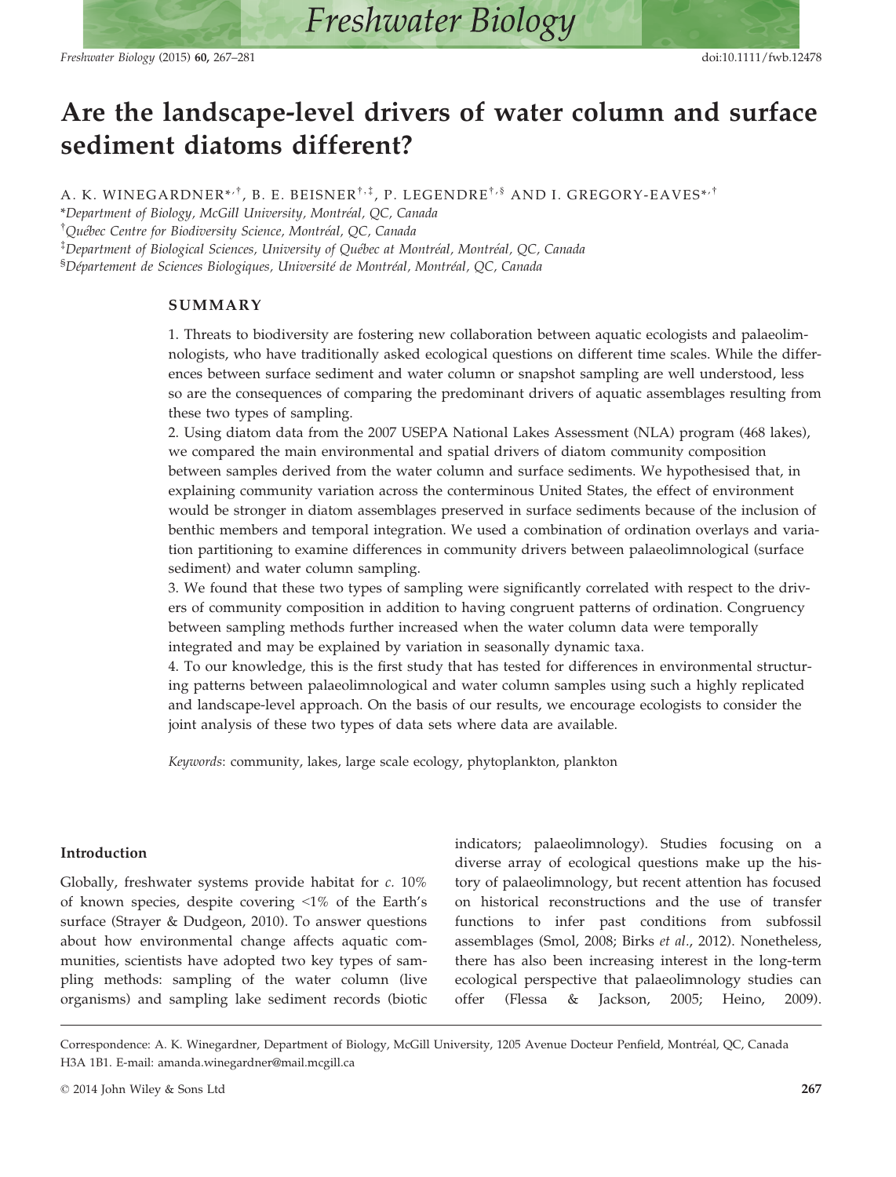# Are the landscape-level drivers of water column and surface sediment diatoms different?

A. K. WINEGARDNER*,†, B. E. BEISNER†,‡, P. LEGENDRE†,§ AND I. GREGORY-EAVES*,†

*Department of Biology, McGill University, Montréal, QC, Canada

†Québec Centre for Biodiversity Science, Montréal, QC, Canada

‡Department of Biological Sciences, University of Québec at Montréal, Montréal, QC, Canada

§Département de Sciences Biologiques, Université de Montréal, Montréal, QC, Canada

## SUMMARY

1. Threats to biodiversity are fostering new collaboration between aquatic ecologists and palaeolimnologists, who have traditionally asked ecological questions on different time scales. While the differences between surface sediment and water column or snapshot sampling are well understood, less so are the consequences of comparing the predominant drivers of aquatic assemblages resulting from these two types of sampling.
2. Using diatom data from the 2007 USEPA National Lakes Assessment (NLA) program (468 lakes), we compared the main environmental and spatial drivers of diatom community composition between samples derived from the water column and surface sediments. We hypothesised that, in explaining community variation across the conterminous United States, the effect of environment would be stronger in diatom assemblages preserved in surface sediments because of the inclusion of benthic members and temporal integration. We used a combination of ordination overlays and variation partitioning to examine differences in community drivers between palaeolimnological (surface sediment) and water column sampling.
3. We found that these two types of sampling were significantly correlated with respect to the drivers of community composition in addition to having congruent patterns of ordination. Congruency between sampling methods further increased when the water column data were temporally integrated and may be explained by variation in seasonally dynamic taxa.
4. To our knowledge, this is the first study that has tested for differences in environmental structuring patterns between palaeolimnological and water column samples using such a highly replicated and landscape-level approach. On the basis of our results, we encourage ecologists to consider the joint analysis of these two types of data sets where data are available.

*Keywords*: community, lakes, large scale ecology, phytoplankton, plankton

## Introduction

Globally, freshwater systems provide habitat for *c.* 10% of known species, despite covering <1% of the Earth's surface (Strayer & Dudgeon, 2010). To answer questions about how environmental change affects aquatic communities, scientists have adopted two key types of sampling methods: sampling of the water column (live organisms) and sampling lake sediment records (biotic indicators; palaeolimnology). Studies focusing on a diverse array of ecological questions make up the history of palaeolimnology, but recent attention has focused on historical reconstructions and the use of transfer functions to infer past conditions from subfossil assemblages (Smol, 2008; Birks *et al.*, 2012). Nonetheless, there has also been increasing interest in the long-term ecological perspective that palaeolimnology studies can offer (Flessa & Jackson, 2005; Heino, 2009).

Correspondence: A. K. Winegardner, Department of Biology, McGill University, 1205 Avenue Docteur Penfield, Montréal, QC, Canada H3A 1B1. E-mail: amanda.winegardner@mail.mcgill.ca

© 2014 John Wiley & Sons Ltd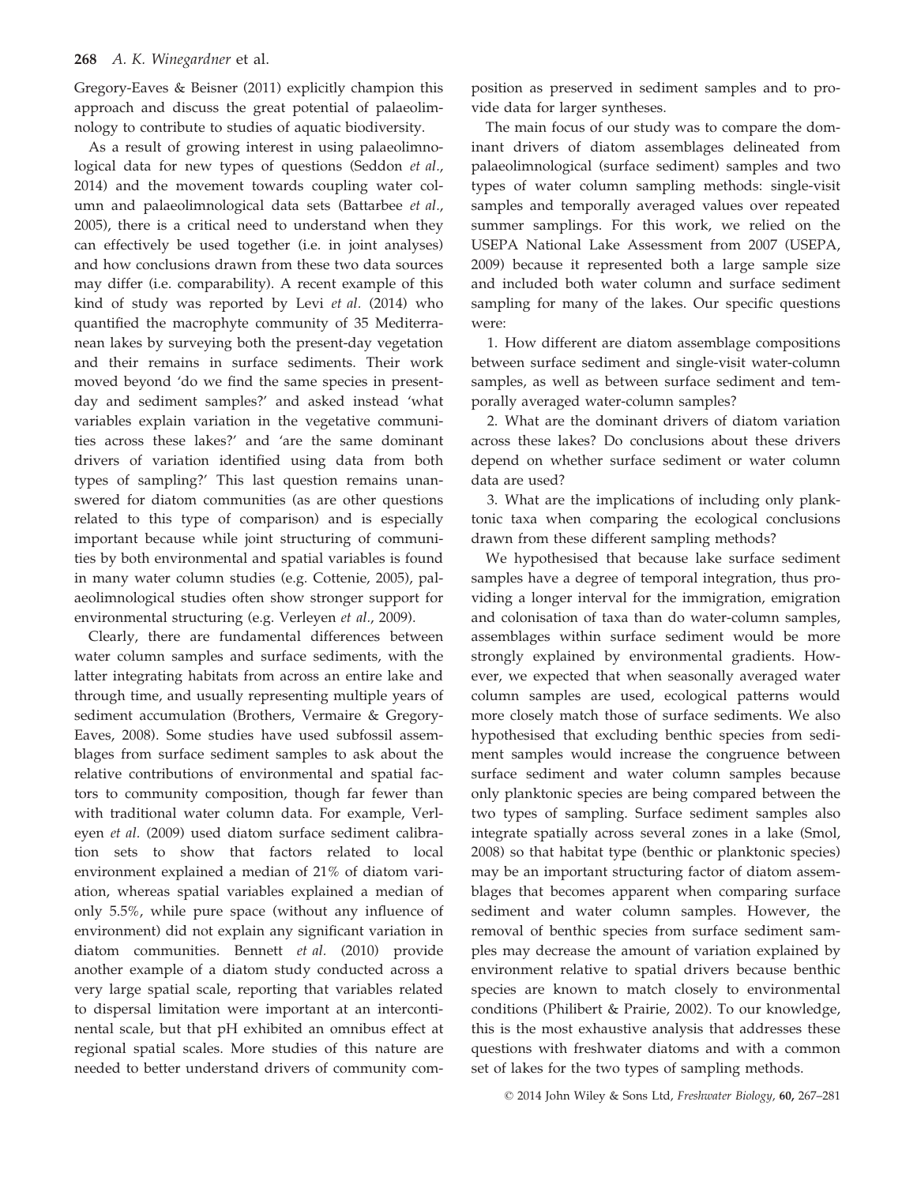Gregory-Eaves & Beisner (2011) explicitly champion this approach and discuss the great potential of palaeolimnology to contribute to studies of aquatic biodiversity.

As a result of growing interest in using palaeolimnological data for new types of questions (Seddon *et al.*, 2014) and the movement towards coupling water column and palaeolimnological data sets (Battarbee *et al.*, 2005), there is a critical need to understand when they can effectively be used together (i.e. in joint analyses) and how conclusions drawn from these two data sources may differ (i.e. comparability). A recent example of this kind of study was reported by Levi *et al.* (2014) who quantified the macrophyte community of 35 Mediterranean lakes by surveying both the present-day vegetation and their remains in surface sediments. Their work moved beyond 'do we find the same species in present-day and sediment samples?' and asked instead 'what variables explain variation in the vegetative communities across these lakes?' and 'are the same dominant drivers of variation identified using data from both types of sampling?' This last question remains unanswered for diatom communities (as are other questions related to this type of comparison) and is especially important because while joint structuring of communities by both environmental and spatial variables is found in many water column studies (e.g. Cottenie, 2005), palaeolimnological studies often show stronger support for environmental structuring (e.g. Verleyen *et al.*, 2009).

Clearly, there are fundamental differences between water column samples and surface sediments, with the latter integrating habitats from across an entire lake and through time, and usually representing multiple years of sediment accumulation (Brothers, Vermaire & Gregory-Eaves, 2008). Some studies have used subfossil assemblages from surface sediment samples to ask about the relative contributions of environmental and spatial factors to community composition, though far fewer than with traditional water column data. For example, Verleyen *et al.* (2009) used diatom surface sediment calibration sets to show that factors related to local environment explained a median of 21% of diatom variation, whereas spatial variables explained a median of only 5.5%, while pure space (without any influence of environment) did not explain any significant variation in diatom communities. Bennett *et al.* (2010) provide another example of a diatom study conducted across a very large spatial scale, reporting that variables related to dispersal limitation were important at an intercontinental scale, but that pH exhibited an omnibus effect at regional spatial scales. More studies of this nature are needed to better understand drivers of community composition as preserved in sediment samples and to provide data for larger syntheses.

The main focus of our study was to compare the dominant drivers of diatom assemblages delineated from palaeolimnological (surface sediment) samples and two types of water column sampling methods: single-visit samples and temporally averaged values over repeated summer samplings. For this work, we relied on the USEPA National Lake Assessment from 2007 (USEPA, 2009) because it represented both a large sample size and included both water column and surface sediment sampling for many of the lakes. Our specific questions were:

1. How different are diatom assemblage compositions between surface sediment and single-visit water-column samples, as well as between surface sediment and temporally averaged water-column samples?

2. What are the dominant drivers of diatom variation across these lakes? Do conclusions about these drivers depend on whether surface sediment or water column data are used?

3. What are the implications of including only planktonic taxa when comparing the ecological conclusions drawn from these different sampling methods?

We hypothesised that because lake surface sediment samples have a degree of temporal integration, thus providing a longer interval for the immigration, emigration and colonisation of taxa than do water-column samples, assemblages within surface sediment would be more strongly explained by environmental gradients. However, we expected that when seasonally averaged water column samples are used, ecological patterns would more closely match those of surface sediments. We also hypothesised that excluding benthic species from sediment samples would increase the congruence between surface sediment and water column samples because only planktonic species are being compared between the two types of sampling. Surface sediment samples also integrate spatially across several zones in a lake (Smol, 2008) so that habitat type (benthic or planktonic species) may be an important structuring factor of diatom assemblages that becomes apparent when comparing surface sediment and water column samples. However, the removal of benthic species from surface sediment samples may decrease the amount of variation explained by environment relative to spatial drivers because benthic species are known to match closely to environmental conditions (Philibert & Prairie, 2002). To our knowledge, this is the most exhaustive analysis that addresses these questions with freshwater diatoms and with a common set of lakes for the two types of sampling methods.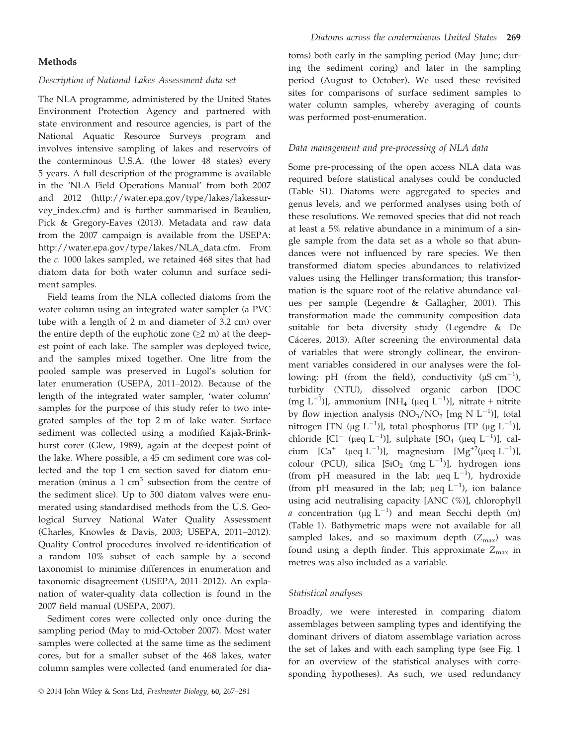## Methods

### Description of National Lakes Assessment data set

The NLA programme, administered by the United States Environment Protection Agency and partnered with state environment and resource agencies, is part of the National Aquatic Resource Surveys program and involves intensive sampling of lakes and reservoirs of the conterminous U.S.A. (the lower 48 states) every 5 years. A full description of the programme is available in the 'NLA Field Operations Manual' from both 2007 and 2012 (http://water.epa.gov/type/lakes/lakessurvey_index.cfm) and is further summarised in Beaulieu, Pick & Gregory-Eaves (2013). Metadata and raw data from the 2007 campaign is available from the USEPA: http://water.epa.gov/type/lakes/NLA_data.cfm. From the *c.* 1000 lakes sampled, we retained 468 sites that had diatom data for both water column and surface sediment samples.

Field teams from the NLA collected diatoms from the water column using an integrated water sampler (a PVC tube with a length of 2 m and diameter of 3.2 cm) over the entire depth of the euphotic zone (≥2 m) at the deepest point of each lake. The sampler was deployed twice, and the samples mixed together. One litre from the pooled sample was preserved in Lugol's solution for later enumeration (USEPA, 2011–2012). Because of the length of the integrated water sampler, 'water column' samples for the purpose of this study refer to two integrated samples of the top 2 m of lake water. Surface sediment was collected using a modified Kajak-Brinkhurst corer (Glew, 1989), again at the deepest point of the lake. Where possible, a 45 cm sediment core was collected and the top 1 cm section saved for diatom enumeration (minus a 1 $cm^3$ subsection from the centre of the sediment slice). Up to 500 diatom valves were enumerated using standardised methods from the U.S. Geological Survey National Water Quality Assessment (Charles, Knowles & Davis, 2003; USEPA, 2011–2012). Quality Control procedures involved re-identification of a random 10% subset of each sample by a second taxonomist to minimise differences in enumeration and taxonomic disagreement (USEPA, 2011–2012). An explanation of water-quality data collection is found in the 2007 field manual (USEPA, 2007).

Sediment cores were collected only once during the sampling period (May to mid-October 2007). Most water samples were collected at the same time as the sediment cores, but for a smaller subset of the 468 lakes, water column samples were collected (and enumerated for diatoms) both early in the sampling period (May–June; during the sediment coring) and later in the sampling period (August to October). We used these revisited sites for comparisons of surface sediment samples to water column samples, whereby averaging of counts was performed post-enumeration.

### Data management and pre-processing of NLA data

Some pre-processing of the open access NLA data was required before statistical analyses could be conducted (Table S1). Diatoms were aggregated to species and genus levels, and we performed analyses using both of these resolutions. We removed species that did not reach at least a 5% relative abundance in a minimum of a single sample from the data set as a whole so that abundances were not influenced by rare species. We then transformed diatom species abundances to relativized values using the Hellinger transformation; this transformation is the square root of the relative abundance values per sample (Legendre & Gallagher, 2001). This transformation made the community composition data suitable for beta diversity study (Legendre & De Cáceres, 2013). After screening the environmental data of variables that were strongly collinear, the environment variables considered in our analyses were the following: pH (from the field), conductivity ($\mu S\ cm^{-1}$), turbidity (NTU), dissolved organic carbon [DOC ($mg\ L^{-1}$)], ammonium [$NH_4$ ($\mu eq\ L^{-1}$)], nitrate + nitrite by flow injection analysis ($NO_3/NO_2$ [$mg\ N\ L^{-1}$]), total nitrogen [TN ($\mu g\ L^{-1}$)], total phosphorus [TP ($\mu g\ L^{-1}$)], chloride [$Cl^-$ ($\mu eq\ L^{-1}$)], sulphate [$SO_4$ ($\mu eq\ L^{-1}$)], calcium [$Ca^+$ ($\mu eq\ L^{-1}$)], magnesium [$Mg^{+2}$($\mu eq\ L^{-1}$)], colour (PCU), silica [$SiO_2$ ($mg\ L^{-1}$)], hydrogen ions (from pH measured in the lab; $\mu eq\ L^{-1}$), hydroxide (from pH measured in the lab; $\mu eq\ L^{-1}$), ion balance using acid neutralising capacity [ANC (%)], chlorophyll *a* concentration ($\mu g\ L^{-1}$) and mean Secchi depth (m) (Table 1). Bathymetric maps were not available for all sampled lakes, and so maximum depth ($Z_{max}$) was found using a depth finder. This approximate $Z_{max}$ in metres was also included as a variable.

### Statistical analyses

Broadly, we were interested in comparing diatom assemblages between sampling types and identifying the dominant drivers of diatom assemblage variation across the set of lakes and with each sampling type (see Fig. 1 for an overview of the statistical analyses with corresponding hypotheses). As such, we used redundancy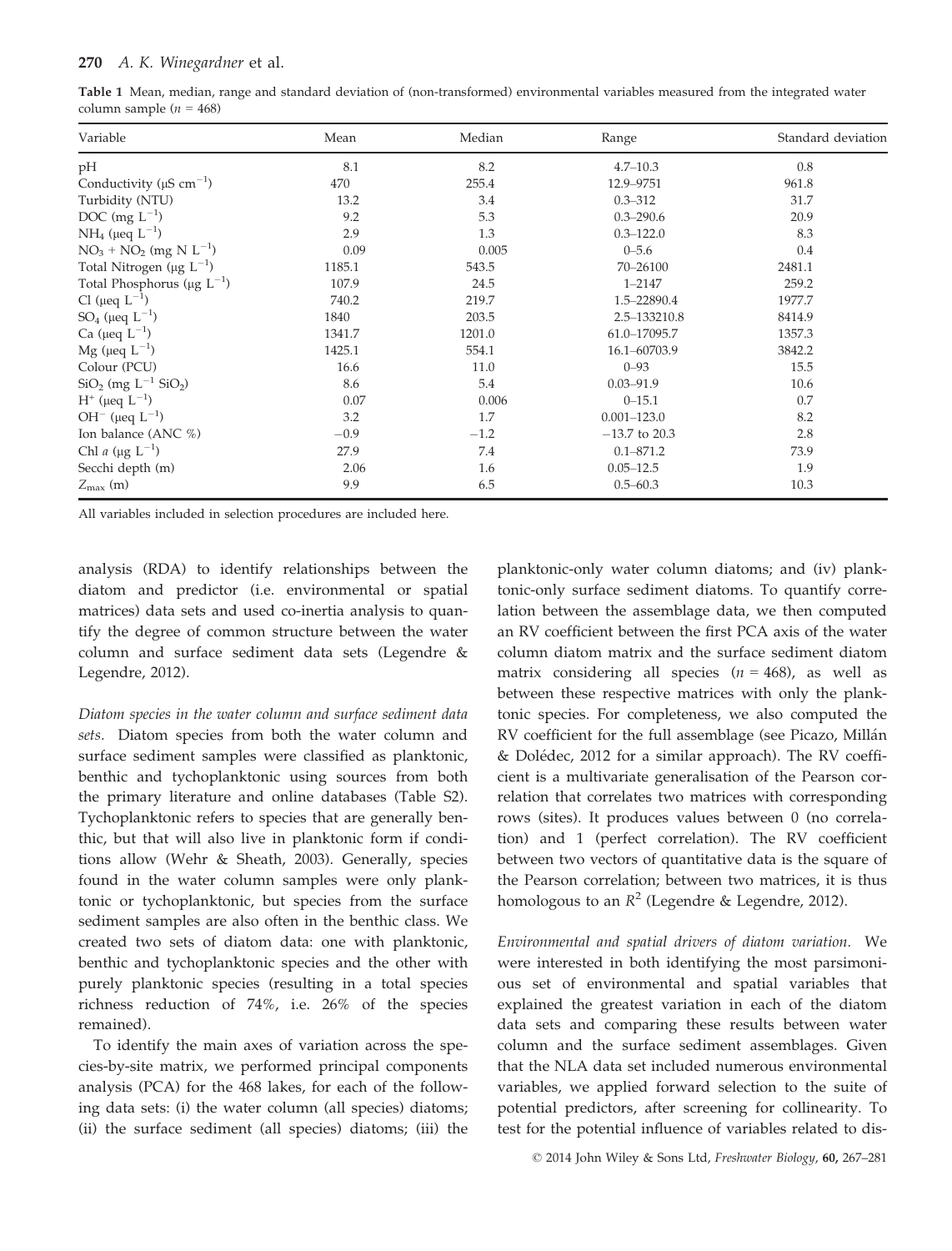**Table 1** Mean, median, range and standard deviation of (non-transformed) environmental variables measured from the integrated water column sample ($n$ = 468)

| Variable | Mean | Median | Range | Standard deviation |
|---|---|---|---|---|
| pH | 8.1 | 8.2 | 4.7–10.3 | 0.8 |
| Conductivity ($\mu S\ cm^{-1}$) | 470 | 255.4 | 12.9–9751 | 961.8 |
| Turbidity (NTU) | 13.2 | 3.4 | 0.3–312 | 31.7 |
| DOC ($mg\ L^{-1}$) | 9.2 | 5.3 | 0.3–290.6 | 20.9 |
| $NH_4$ ($\mu eq\ L^{-1}$) | 2.9 | 1.3 | 0.3–122.0 | 8.3 |
| $NO_3 + NO_2$ ($mg\ N\ L^{-1}$) | 0.09 | 0.005 | 0–5.6 | 0.4 |
| Total Nitrogen ($\mu g\ L^{-1}$) | 1185.1 | 543.5 | 70–26100 | 2481.1 |
| Total Phosphorus ($\mu g\ L^{-1}$) | 107.9 | 24.5 | 1–2147 | 259.2 |
| Cl ($\mu eq\ L^{-1}$) | 740.2 | 219.7 | 1.5–22890.4 | 1977.7 |
| $SO_4$ ($\mu eq\ L^{-1}$) | 1840 | 203.5 | 2.5–133210.8 | 8414.9 |
| Ca ($\mu eq\ L^{-1}$) | 1341.7 | 1201.0 | 61.0–17095.7 | 1357.3 |
| Mg ($\mu eq\ L^{-1}$) | 1425.1 | 554.1 | 16.1–60703.9 | 3842.2 |
| Colour (PCU) | 16.6 | 11.0 | 0–93 | 15.5 |
| $SiO_2$ ($mg\ L^{-1}\ SiO_2$) | 8.6 | 5.4 | 0.03–91.9 | 10.6 |
| $H^+$ ($\mu eq\ L^{-1}$) | 0.07 | 0.006 | 0–15.1 | 0.7 |
| $OH^-$ ($\mu eq\ L^{-1}$) | 3.2 | 1.7 | 0.001–123.0 | 8.2 |
| Ion balance (ANC %) | −0.9 | −1.2 | −13.7 to 20.3 | 2.8 |
| Chl *a* ($\mu g\ L^{-1}$) | 27.9 | 7.4 | 0.1–871.2 | 73.9 |
| Secchi depth (m) | 2.06 | 1.6 | 0.05–12.5 | 1.9 |
| $Z_{max}$ (m) | 9.9 | 6.5 | 0.5–60.3 | 10.3 |

All variables included in selection procedures are included here.

analysis (RDA) to identify relationships between the diatom and predictor (i.e. environmental or spatial matrices) data sets and used co-inertia analysis to quantify the degree of common structure between the water column and surface sediment data sets (Legendre & Legendre, 2012).

*Diatom species in the water column and surface sediment data sets.* Diatom species from both the water column and surface sediment samples were classified as planktonic, benthic and tychoplanktonic using sources from both the primary literature and online databases (Table S2). Tychoplanktonic refers to species that are generally benthic, but that will also live in planktonic form if conditions allow (Wehr & Sheath, 2003). Generally, species found in the water column samples were only planktonic or tychoplanktonic, but species from the surface sediment samples are also often in the benthic class. We created two sets of diatom data: one with planktonic, benthic and tychoplanktonic species and the other with purely planktonic species (resulting in a total species richness reduction of 74%, i.e. 26% of the species remained).

To identify the main axes of variation across the species-by-site matrix, we performed principal components analysis (PCA) for the 468 lakes, for each of the following data sets: (i) the water column (all species) diatoms; (ii) the surface sediment (all species) diatoms; (iii) the planktonic-only water column diatoms; and (iv) planktonic-only surface sediment diatoms. To quantify correlation between the assemblage data, we then computed an RV coefficient between the first PCA axis of the water column diatom matrix and the surface sediment diatom matrix considering all species ($n$ = 468), as well as between these respective matrices with only the planktonic species. For completeness, we also computed the RV coefficient for the full assemblage (see Picazo, Millán & Dolédec, 2012 for a similar approach). The RV coefficient is a multivariate generalisation of the Pearson correlation that correlates two matrices with corresponding rows (sites). It produces values between 0 (no correlation) and 1 (perfect correlation). The RV coefficient between two vectors of quantitative data is the square of the Pearson correlation; between two matrices, it is thus homologous to an $R^2$ (Legendre & Legendre, 2012).

*Environmental and spatial drivers of diatom variation.* We were interested in both identifying the most parsimonious set of environmental and spatial variables that explained the greatest variation in each of the diatom data sets and comparing these results between water column and the surface sediment assemblages. Given that the NLA data set included numerous environmental variables, we applied forward selection to the suite of potential predictors, after screening for collinearity. To test for the potential influence of variables related to dis-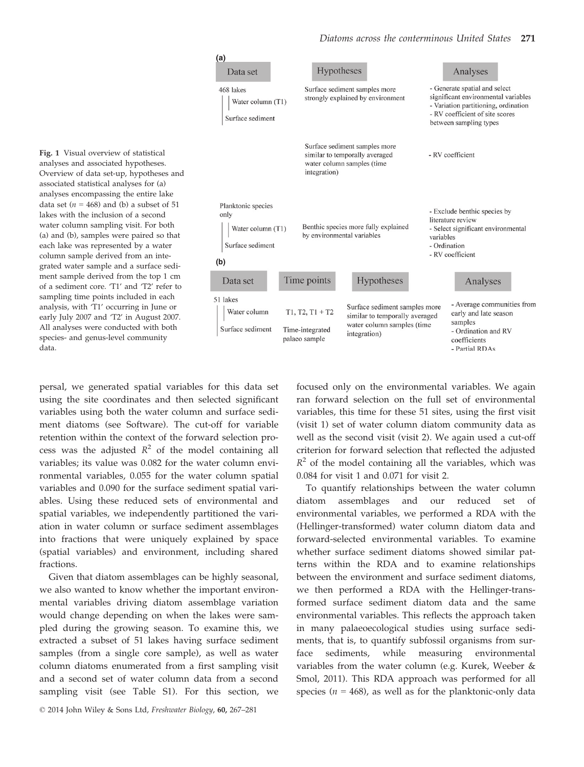(a)

| Data set | Hypotheses | Analyses |
|---|---|---|
| 468 lakes: Water column (T1); Surface sediment | Surface sediment samples more strongly explained by environment | - Generate spatial and select significant environmental variables<br>- Variation partitioning, ordination<br>- RV coefficient of site scores between sampling types |
| | Surface sediment samples more similar to temporally averaged water column samples (time integration) | - RV coefficient |
| Planktonic species only: Water column (T1); Surface sediment | Benthic species more fully explained by environmental variables | - Exclude benthic species by literature review<br>- Select significant environmental variables<br>- Ordination<br>- RV coefficient |

(b)

| Data set | Time points | Hypotheses | Analyses |
|---|---|---|---|
| 51 lakes: Water column; Surface sediment | T1, T2, T1 + T2; Time-integrated palaeo sample | Surface sediment samples more similar to temporally averaged water column samples (time integration) | - Average communities from early and late season samples<br>- Ordination and RV coefficients<br>- Partial RDAs |

Fig. 1 Visual overview of statistical analyses and associated hypotheses. Overview of data set-up, hypotheses and associated statistical analyses for (a) analyses encompassing the entire lake data set ($n$ = 468) and (b) a subset of 51 lakes with the inclusion of a second water column sampling visit. For both (a) and (b), samples were paired so that each lake was represented by a water column sample derived from an integrated water sample and a surface sediment sample derived from the top 1 cm of a sediment core. 'T1' and 'T2' refer to sampling time points included in each analysis, with 'T1' occurring in June or early July 2007 and 'T2' in August 2007. All analyses were conducted with both species- and genus-level community data.

persal, we generated spatial variables for this data set using the site coordinates and then selected significant variables using both the water column and surface sediment diatoms (see Software). The cut-off for variable retention within the context of the forward selection process was the adjusted $R^2$ of the model containing all variables; its value was 0.082 for the water column environmental variables, 0.055 for the water column spatial variables and 0.090 for the surface sediment spatial variables. Using these reduced sets of environmental and spatial variables, we independently partitioned the variation in water column or surface sediment assemblages into fractions that were uniquely explained by space (spatial variables) and environment, including shared fractions.

Given that diatom assemblages can be highly seasonal, we also wanted to know whether the important environmental variables driving diatom assemblage variation would change depending on when the lakes were sampled during the growing season. To examine this, we extracted a subset of 51 lakes having surface sediment samples (from a single core sample), as well as water column diatoms enumerated from a first sampling visit and a second set of water column data from a second sampling visit (see Table S1). For this section, we focused only on the environmental variables. We again ran forward selection on the full set of environmental variables, this time for these 51 sites, using the first visit (visit 1) set of water column diatom community data as well as the second visit (visit 2). We again used a cut-off criterion for forward selection that reflected the adjusted $R^2$ of the model containing all the variables, which was 0.084 for visit 1 and 0.071 for visit 2.

To quantify relationships between the water column diatom assemblages and our reduced set of environmental variables, we performed a RDA with the (Hellinger-transformed) water column diatom data and forward-selected environmental variables. To examine whether surface sediment diatoms showed similar patterns within the RDA and to examine relationships between the environment and surface sediment diatoms, we then performed a RDA with the Hellinger-transformed surface sediment diatom data and the same environmental variables. This reflects the approach taken in many palaeoecological studies using surface sediments, that is, to quantify subfossil organisms from surface sediments, while measuring environmental variables from the water column (e.g. Kurek, Weeber & Smol, 2011). This RDA approach was performed for all species ($n$ = 468), as well as for the planktonic-only data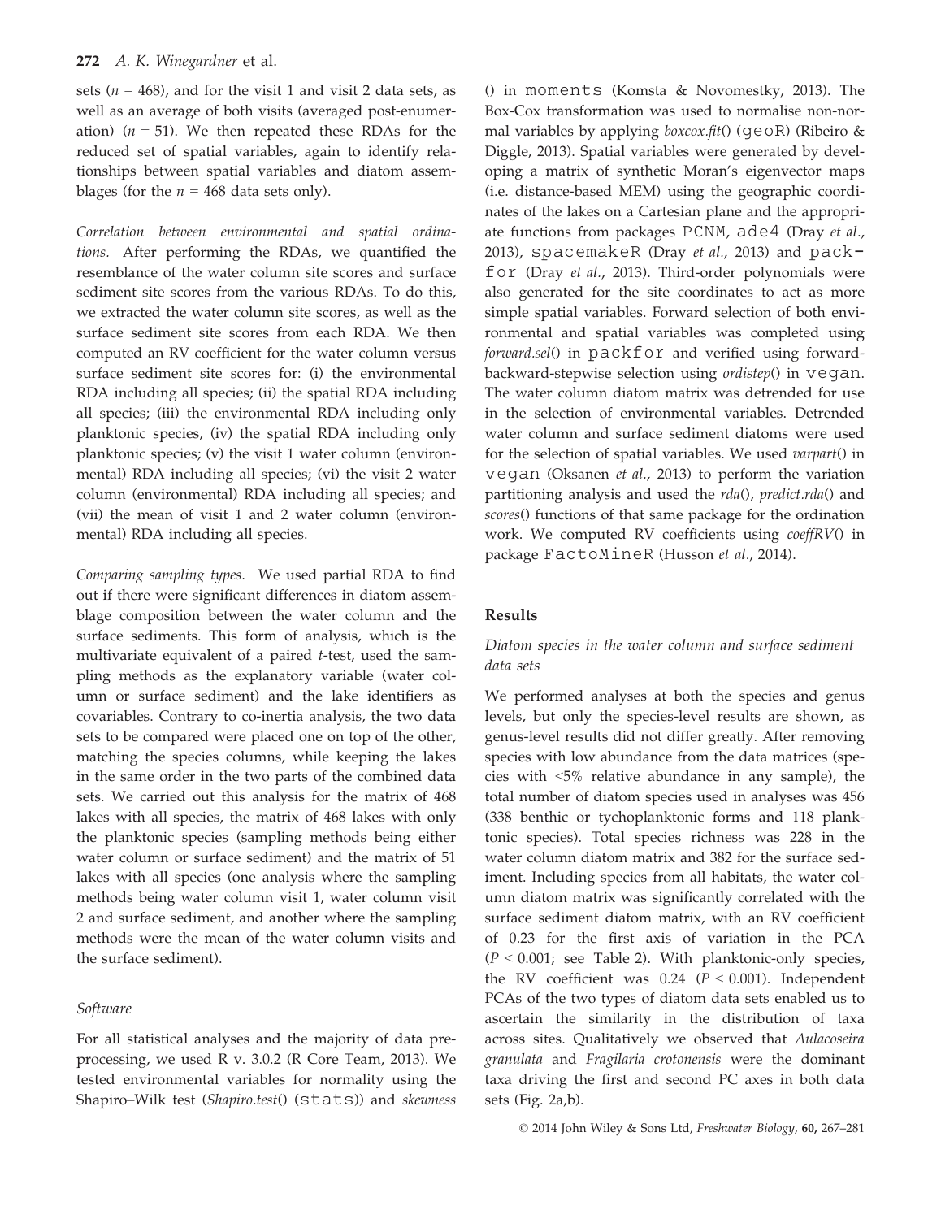sets ($n$ = 468), and for the visit 1 and visit 2 data sets, as well as an average of both visits (averaged post-enumeration) ($n$ = 51). We then repeated these RDAs for the reduced set of spatial variables, again to identify relationships between spatial variables and diatom assemblages (for the $n$ = 468 data sets only).

*Correlation between environmental and spatial ordinations.* After performing the RDAs, we quantified the resemblance of the water column site scores and surface sediment site scores from the various RDAs. To do this, we extracted the water column site scores, as well as the surface sediment site scores from each RDA. We then computed an RV coefficient for the water column versus surface sediment site scores for: (i) the environmental RDA including all species; (ii) the spatial RDA including all species; (iii) the environmental RDA including only planktonic species, (iv) the spatial RDA including only planktonic species; (v) the visit 1 water column (environmental) RDA including all species; (vi) the visit 2 water column (environmental) RDA including all species; and (vii) the mean of visit 1 and 2 water column (environmental) RDA including all species.

*Comparing sampling types.* We used partial RDA to find out if there were significant differences in diatom assemblage composition between the water column and the surface sediments. This form of analysis, which is the multivariate equivalent of a paired $t$-test, used the sampling methods as the explanatory variable (water column or surface sediment) and the lake identifiers as covariables. Contrary to co-inertia analysis, the two data sets to be compared were placed one on top of the other, matching the species columns, while keeping the lakes in the same order in the two parts of the combined data sets. We carried out this analysis for the matrix of 468 lakes with all species, the matrix of 468 lakes with only the planktonic species (sampling methods being either water column or surface sediment) and the matrix of 51 lakes with all species (one analysis where the sampling methods being water column visit 1, water column visit 2 and surface sediment, and another where the sampling methods were the mean of the water column visits and the surface sediment).

### Software

For all statistical analyses and the majority of data preprocessing, we used R v. 3.0.2 (R Core Team, 2013). We tested environmental variables for normality using the Shapiro–Wilk test (*Shapiro.test*() (stats)) and *skewness*() in moments (Komsta & Novomestky, 2013). The Box-Cox transformation was used to normalise non-normal variables by applying *boxcox.fit*() (geoR) (Ribeiro & Diggle, 2013). Spatial variables were generated by developing a matrix of synthetic Moran's eigenvector maps (i.e. distance-based MEM) using the geographic coordinates of the lakes on a Cartesian plane and the appropriate functions from packages PCNM, ade4 (Dray *et al.*, 2013), spacemakeR (Dray *et al.*, 2013) and packfor (Dray *et al.*, 2013). Third-order polynomials were also generated for the site coordinates to act as more simple spatial variables. Forward selection of both environmental and spatial variables was completed using *forward.sel*() in packfor and verified using forward-backward-stepwise selection using *ordistep*() in vegan. The water column diatom matrix was detrended for use in the selection of environmental variables. Detrended water column and surface sediment diatoms were used for the selection of spatial variables. We used *varpart*() in vegan (Oksanen *et al.*, 2013) to perform the variation partitioning analysis and used the *rda*(), *predict.rda*() and *scores*() functions of that same package for the ordination work. We computed RV coefficients using *coeffRV*() in package FactoMineR (Husson *et al.*, 2014).

## Results

### Diatom species in the water column and surface sediment data sets

We performed analyses at both the species and genus levels, but only the species-level results are shown, as genus-level results did not differ greatly. After removing species with low abundance from the data matrices (species with <5% relative abundance in any sample), the total number of diatom species used in analyses was 456 (338 benthic or tychoplanktonic forms and 118 planktonic species). Total species richness was 228 in the water column diatom matrix and 382 for the surface sediment. Including species from all habitats, the water column diatom matrix was significantly correlated with the surface sediment diatom matrix, with an RV coefficient of 0.23 for the first axis of variation in the PCA ($P$ < 0.001; see Table 2). With planktonic-only species, the RV coefficient was 0.24 ($P$ < 0.001). Independent PCAs of the two types of diatom data sets enabled us to ascertain the similarity in the distribution of taxa across sites. Qualitatively we observed that *Aulacoseira granulata* and *Fragilaria crotonensis* were the dominant taxa driving the first and second PC axes in both data sets (Fig. 2a,b).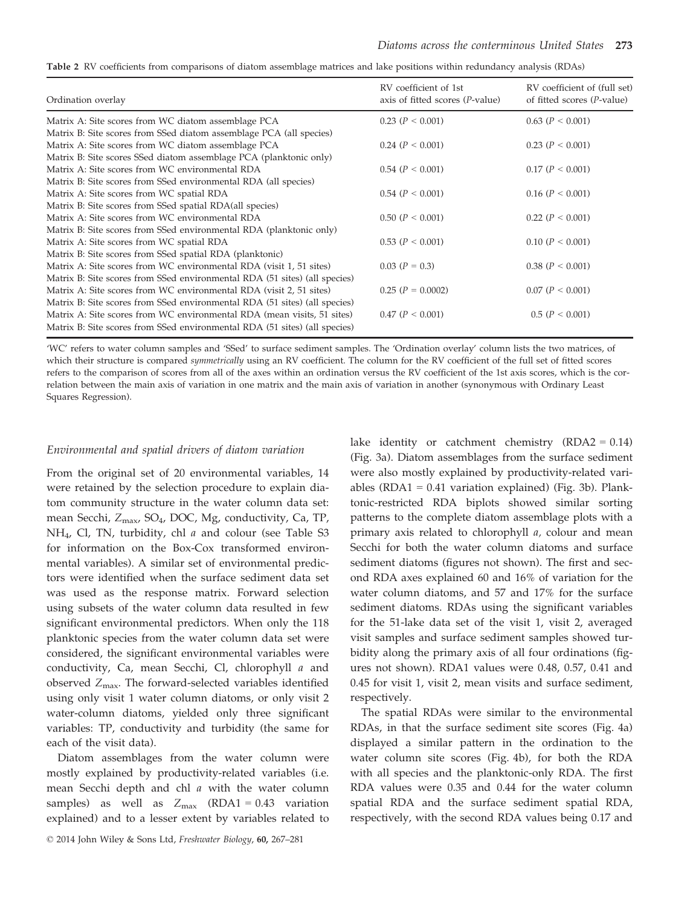**Table 2** RV coefficients from comparisons of diatom assemblage matrices and lake positions within redundancy analysis (RDAs)

| Ordination overlay | RV coefficient of 1st axis of fitted scores (*P*-value) | RV coefficient of (full set) of fitted scores (*P*-value) |
|---|---|---|
| Matrix A: Site scores from WC diatom assemblage PCA<br>Matrix B: Site scores from SSed diatom assemblage PCA (all species) | 0.23 ($P < 0.001$) | 0.63 ($P < 0.001$) |
| Matrix A: Site scores from WC diatom assemblage PCA<br>Matrix B: Site scores SSed diatom assemblage PCA (planktonic only) | 0.24 ($P < 0.001$) | 0.23 ($P < 0.001$) |
| Matrix A: Site scores from WC environmental RDA<br>Matrix B: Site scores from SSed environmental RDA (all species) | 0.54 ($P < 0.001$) | 0.17 ($P < 0.001$) |
| Matrix A: Site scores from WC spatial RDA<br>Matrix B: Site scores from SSed spatial RDA(all species) | 0.54 ($P < 0.001$) | 0.16 ($P < 0.001$) |
| Matrix A: Site scores from WC environmental RDA<br>Matrix B: Site scores from SSed environmental RDA (planktonic only) | 0.50 ($P < 0.001$) | 0.22 ($P < 0.001$) |
| Matrix A: Site scores from WC spatial RDA<br>Matrix B: Site scores from SSed spatial RDA (planktonic) | 0.53 ($P < 0.001$) | 0.10 ($P < 0.001$) |
| Matrix A: Site scores from WC environmental RDA (visit 1, 51 sites)<br>Matrix B: Site scores from SSed environmental RDA (51 sites) (all species) | 0.03 ($P = 0.3$) | 0.38 ($P < 0.001$) |
| Matrix A: Site scores from WC environmental RDA (visit 2, 51 sites)<br>Matrix B: Site scores from SSed environmental RDA (51 sites) (all species) | 0.25 ($P = 0.0002$) | 0.07 ($P < 0.001$) |
| Matrix A: Site scores from WC environmental RDA (mean visits, 51 sites)<br>Matrix B: Site scores from SSed environmental RDA (51 sites) (all species) | 0.47 ($P < 0.001$) | 0.5 ($P < 0.001$) |

'WC' refers to water column samples and 'SSed' to surface sediment samples. The 'Ordination overlay' column lists the two matrices, of which their structure is compared *symmetrically* using an RV coefficient. The column for the RV coefficient of the full set of fitted scores refers to the comparison of scores from all of the axes within an ordination versus the RV coefficient of the 1st axis scores, which is the correlation between the main axis of variation in one matrix and the main axis of variation in another (synonymous with Ordinary Least Squares Regression).

### *Environmental and spatial drivers of diatom variation*

From the original set of 20 environmental variables, 14 were retained by the selection procedure to explain diatom community structure in the water column data set: mean Secchi, $Z_{max}$, $SO_4$, DOC, Mg, conductivity, Ca, TP, $NH_4$, Cl, TN, turbidity, chl *a* and colour (see Table S3 for information on the Box-Cox transformed environmental variables). A similar set of environmental predictors were identified when the surface sediment data set was used as the response matrix. Forward selection using subsets of the water column data resulted in few significant environmental predictors. When only the 118 planktonic species from the water column data set were considered, the significant environmental variables were conductivity, Ca, mean Secchi, Cl, chlorophyll *a* and observed $Z_{max}$. The forward-selected variables identified using only visit 1 water column diatoms, or only visit 2 water-column diatoms, yielded only three significant variables: TP, conductivity and turbidity (the same for each of the visit data).

Diatom assemblages from the water column were mostly explained by productivity-related variables (i.e. mean Secchi depth and chl *a* with the water column samples) as well as $Z_{max}$ (RDA1 = 0.43 variation explained) and to a lesser extent by variables related to lake identity or catchment chemistry (RDA2 = 0.14) (Fig. 3a). Diatom assemblages from the surface sediment were also mostly explained by productivity-related variables (RDA1 = 0.41 variation explained) (Fig. 3b). Planktonic-restricted RDA biplots showed similar sorting patterns to the complete diatom assemblage plots with a primary axis related to chlorophyll *a*, colour and mean Secchi for both the water column diatoms and surface sediment diatoms (figures not shown). The first and second RDA axes explained 60 and 16% of variation for the water column diatoms, and 57 and 17% for the surface sediment diatoms. RDAs using the significant variables for the 51-lake data set of the visit 1, visit 2, averaged visit samples and surface sediment samples showed turbidity along the primary axis of all four ordinations (figures not shown). RDA1 values were 0.48, 0.57, 0.41 and 0.45 for visit 1, visit 2, mean visits and surface sediment, respectively.

The spatial RDAs were similar to the environmental RDAs, in that the surface sediment site scores (Fig. 4a) displayed a similar pattern in the ordination to the water column site scores (Fig. 4b), for both the RDA with all species and the planktonic-only RDA. The first RDA values were 0.35 and 0.44 for the water column spatial RDA and the surface sediment spatial RDA, respectively, with the second RDA values being 0.17 and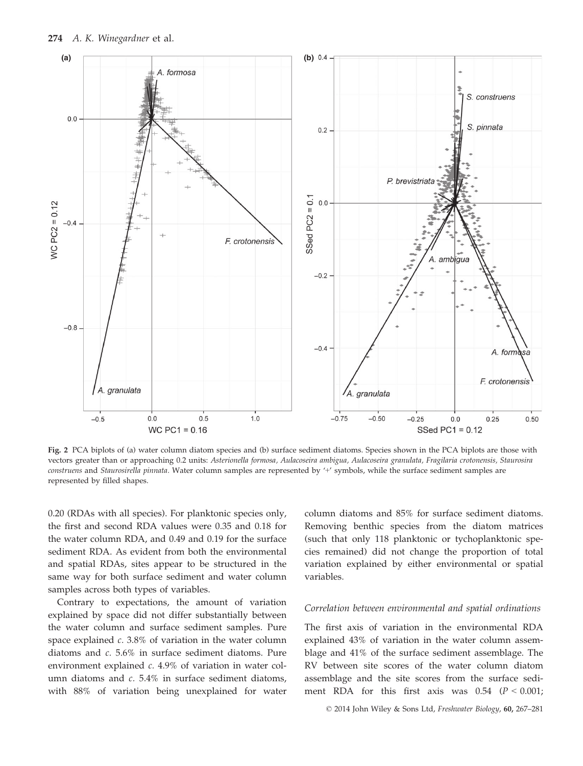Fig. 2 PCA biplots of (a) water column diatom species and (b) surface sediment diatoms. Species shown in the PCA biplots are those with vectors greater than or approaching 0.2 units: *Asterionella formosa, Aulacoseira ambigua, Aulacoseira granulata, Fragilaria crotonensis, Staurosira construens* and *Staurosirella pinnata*. Water column samples are represented by '+' symbols, while the surface sediment samples are represented by filled shapes.

0.20 (RDAs with all species). For planktonic species only, the first and second RDA values were 0.35 and 0.18 for the water column RDA, and 0.49 and 0.19 for the surface sediment RDA. As evident from both the environmental and spatial RDAs, sites appear to be structured in the same way for both surface sediment and water column samples across both types of variables.

Contrary to expectations, the amount of variation explained by space did not differ substantially between the water column and surface sediment samples. Pure space explained *c.* 3.8% of variation in the water column diatoms and *c.* 5.6% in surface sediment diatoms. Pure environment explained *c.* 4.9% of variation in water column diatoms and *c.* 5.4% in surface sediment diatoms, with 88% of variation being unexplained for water column diatoms and 85% for surface sediment diatoms. Removing benthic species from the diatom matrices (such that only 118 planktonic or tychoplanktonic species remained) did not change the proportion of total variation explained by either environmental or spatial variables.

### *Correlation between environmental and spatial ordinations*

The first axis of variation in the environmental RDA explained 43% of variation in the water column assemblage and 41% of the surface sediment assemblage. The RV between site scores of the water column diatom assemblage and the site scores from the surface sediment RDA for this first axis was 0.54 ($P < 0.001$;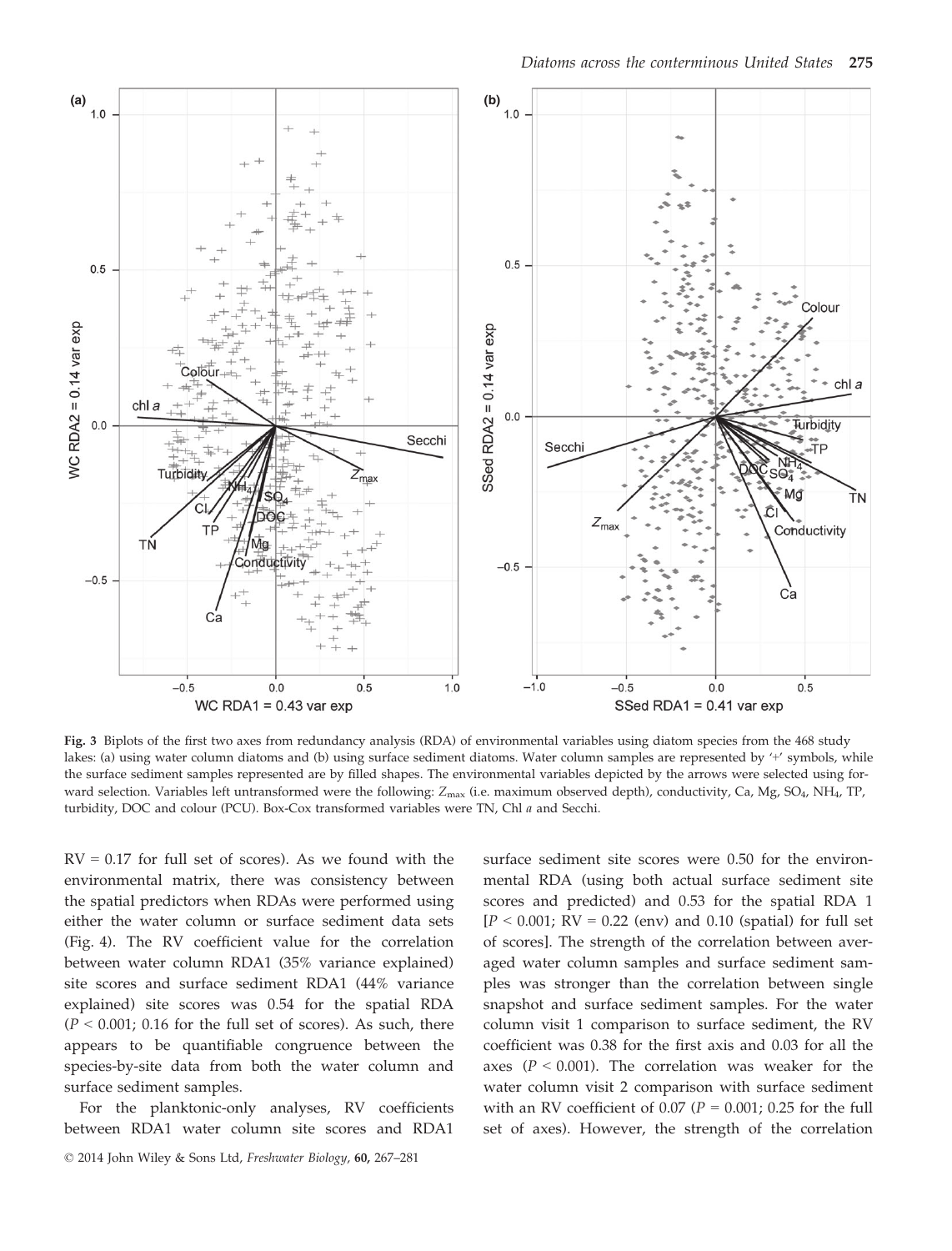Fig. 3 Biplots of the first two axes from redundancy analysis (RDA) of environmental variables using diatom species from the 468 study lakes: (a) using water column diatoms and (b) using surface sediment diatoms. Water column samples are represented by '+' symbols, while the surface sediment samples represented are by filled shapes. The environmental variables depicted by the arrows were selected using forward selection. Variables left untransformed were the following: $Z_{max}$ (i.e. maximum observed depth), conductivity, Ca, Mg, $SO_4$, $NH_4$, TP, turbidity, DOC and colour (PCU). Box-Cox transformed variables were TN, Chl *a* and Secchi.

RV = 0.17 for full set of scores). As we found with the environmental matrix, there was consistency between the spatial predictors when RDAs were performed using either the water column or surface sediment data sets (Fig. 4). The RV coefficient value for the correlation between water column RDA1 (35% variance explained) site scores and surface sediment RDA1 (44% variance explained) site scores was 0.54 for the spatial RDA ($P < 0.001$; 0.16 for the full set of scores). As such, there appears to be quantifiable congruence between the species-by-site data from both the water column and surface sediment samples.

For the planktonic-only analyses, RV coefficients between RDA1 water column site scores and RDA1 surface sediment site scores were 0.50 for the environmental RDA (using both actual surface sediment site scores and predicted) and 0.53 for the spatial RDA 1 [$P < 0.001$; RV = 0.22 (env) and 0.10 (spatial) for full set of scores]. The strength of the correlation between averaged water column samples and surface sediment samples was stronger than the correlation between single snapshot and surface sediment samples. For the water column visit 1 comparison to surface sediment, the RV coefficient was 0.38 for the first axis and 0.03 for all the axes ($P < 0.001$). The correlation was weaker for the water column visit 2 comparison with surface sediment with an RV coefficient of 0.07 ($P = 0.001$; 0.25 for the full set of axes). However, the strength of the correlation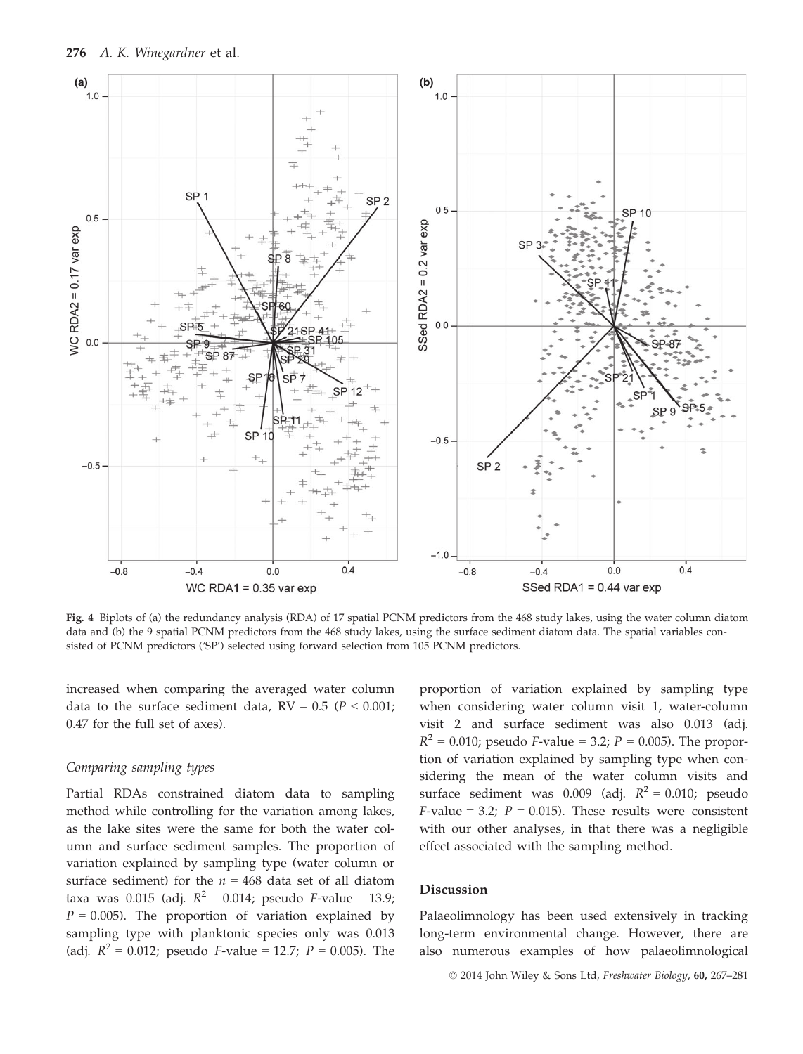Fig. 4 Biplots of (a) the redundancy analysis (RDA) of 17 spatial PCNM predictors from the 468 study lakes, using the water column diatom data and (b) the 9 spatial PCNM predictors from the 468 study lakes, using the surface sediment diatom data. The spatial variables consisted of PCNM predictors ('SP') selected using forward selection from 105 PCNM predictors.

increased when comparing the averaged water column data to the surface sediment data, RV = 0.5 ($P < 0.001$; 0.47 for the full set of axes).

### Comparing sampling types

Partial RDAs constrained diatom data to sampling method while controlling for the variation among lakes, as the lake sites were the same for both the water column and surface sediment samples. The proportion of variation explained by sampling type (water column or surface sediment) for the $n = 468$ data set of all diatom taxa was 0.015 (adj. $R^2 = 0.014$; pseudo $F$-value = 13.9; $P = 0.005$). The proportion of variation explained by sampling type with planktonic species only was 0.013 (adj. $R^2 = 0.012$; pseudo $F$-value = 12.7; $P = 0.005$). The proportion of variation explained by sampling type when considering water column visit 1, water-column visit 2 and surface sediment was also 0.013 (adj. $R^2 = 0.010$; pseudo $F$-value = 3.2; $P = 0.005$). The proportion of variation explained by sampling type when considering the mean of the water column visits and surface sediment was 0.009 (adj. $R^2 = 0.010$; pseudo $F$-value = 3.2; $P = 0.015$). These results were consistent with our other analyses, in that there was a negligible effect associated with the sampling method.

## Discussion

Palaeolimnology has been used extensively in tracking long-term environmental change. However, there are also numerous examples of how palaeolimnological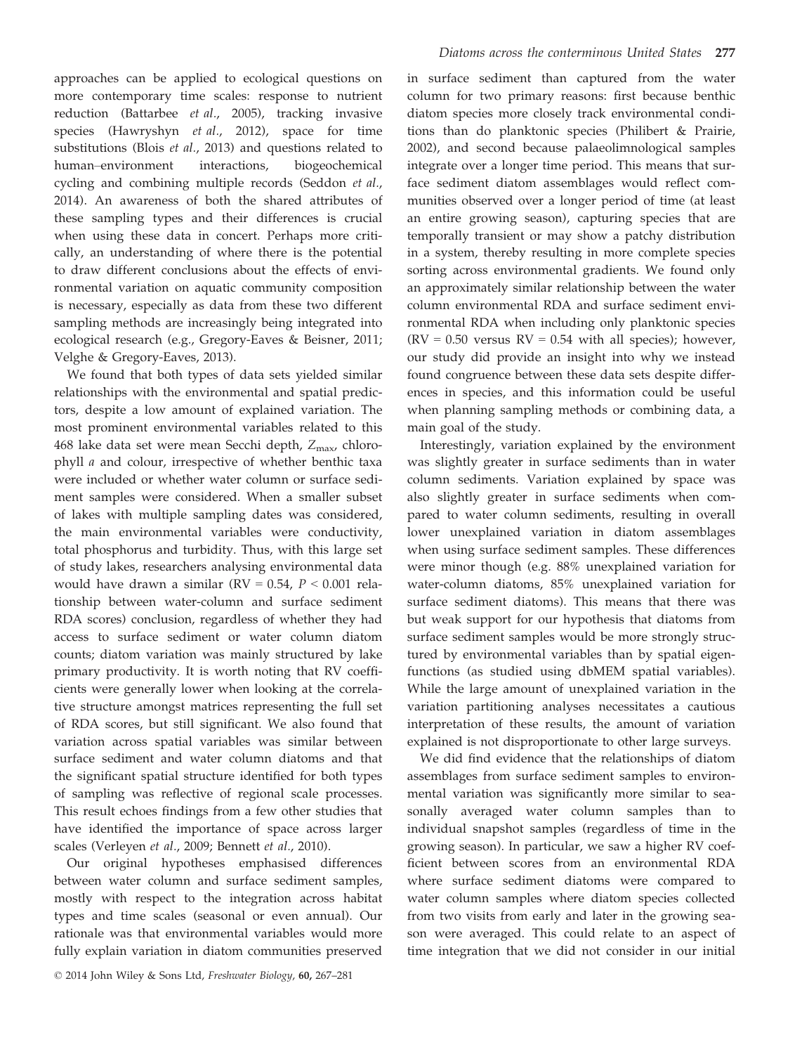approaches can be applied to ecological questions on more contemporary time scales: response to nutrient reduction (Battarbee *et al*., 2005), tracking invasive species (Hawryshyn *et al*., 2012), space for time substitutions (Blois *et al*., 2013) and questions related to human–environment interactions, biogeochemical cycling and combining multiple records (Seddon *et al*., 2014). An awareness of both the shared attributes of these sampling types and their differences is crucial when using these data in concert. Perhaps more critically, an understanding of where there is the potential to draw different conclusions about the effects of environmental variation on aquatic community composition is necessary, especially as data from these two different sampling methods are increasingly being integrated into ecological research (e.g., Gregory-Eaves & Beisner, 2011; Velghe & Gregory-Eaves, 2013).

We found that both types of data sets yielded similar relationships with the environmental and spatial predictors, despite a low amount of explained variation. The most prominent environmental variables related to this 468 lake data set were mean Secchi depth, $Z_{max}$, chlorophyll *a* and colour, irrespective of whether benthic taxa were included or whether water column or surface sediment samples were considered. When a smaller subset of lakes with multiple sampling dates was considered, the main environmental variables were conductivity, total phosphorus and turbidity. Thus, with this large set of study lakes, researchers analysing environmental data would have drawn a similar ($RV = 0.54$, $P < 0.001$ relationship between water-column and surface sediment RDA scores) conclusion, regardless of whether they had access to surface sediment or water column diatom counts; diatom variation was mainly structured by lake primary productivity. It is worth noting that RV coefficients were generally lower when looking at the correlative structure amongst matrices representing the full set of RDA scores, but still significant. We also found that variation across spatial variables was similar between surface sediment and water column diatoms and that the significant spatial structure identified for both types of sampling was reflective of regional scale processes. This result echoes findings from a few other studies that have identified the importance of space across larger scales (Verleyen *et al*., 2009; Bennett *et al*., 2010).

Our original hypotheses emphasised differences between water column and surface sediment samples, mostly with respect to the integration across habitat types and time scales (seasonal or even annual). Our rationale was that environmental variables would more fully explain variation in diatom communities preserved in surface sediment than captured from the water column for two primary reasons: first because benthic diatom species more closely track environmental conditions than do planktonic species (Philibert & Prairie, 2002), and second because palaeolimnological samples integrate over a longer time period. This means that surface sediment diatom assemblages would reflect communities observed over a longer period of time (at least an entire growing season), capturing species that are temporally transient or may show a patchy distribution in a system, thereby resulting in more complete species sorting across environmental gradients. We found only an approximately similar relationship between the water column environmental RDA and surface sediment environmental RDA when including only planktonic species ($RV = 0.50$ versus $RV = 0.54$ with all species); however, our study did provide an insight into why we instead found congruence between these data sets despite differences in species, and this information could be useful when planning sampling methods or combining data, a main goal of the study.

Interestingly, variation explained by the environment was slightly greater in surface sediments than in water column sediments. Variation explained by space was also slightly greater in surface sediments when compared to water column sediments, resulting in overall lower unexplained variation in diatom assemblages when using surface sediment samples. These differences were minor though (e.g. 88% unexplained variation for water-column diatoms, 85% unexplained variation for surface sediment diatoms). This means that there was but weak support for our hypothesis that diatoms from surface sediment samples would be more strongly structured by environmental variables than by spatial eigenfunctions (as studied using dbMEM spatial variables). While the large amount of unexplained variation in the variation partitioning analyses necessitates a cautious interpretation of these results, the amount of variation explained is not disproportionate to other large surveys.

We did find evidence that the relationships of diatom assemblages from surface sediment samples to environmental variation was significantly more similar to seasonally averaged water column samples than to individual snapshot samples (regardless of time in the growing season). In particular, we saw a higher RV coefficient between scores from an environmental RDA where surface sediment diatoms were compared to water column samples where diatom species collected from two visits from early and later in the growing season were averaged. This could relate to an aspect of time integration that we did not consider in our initial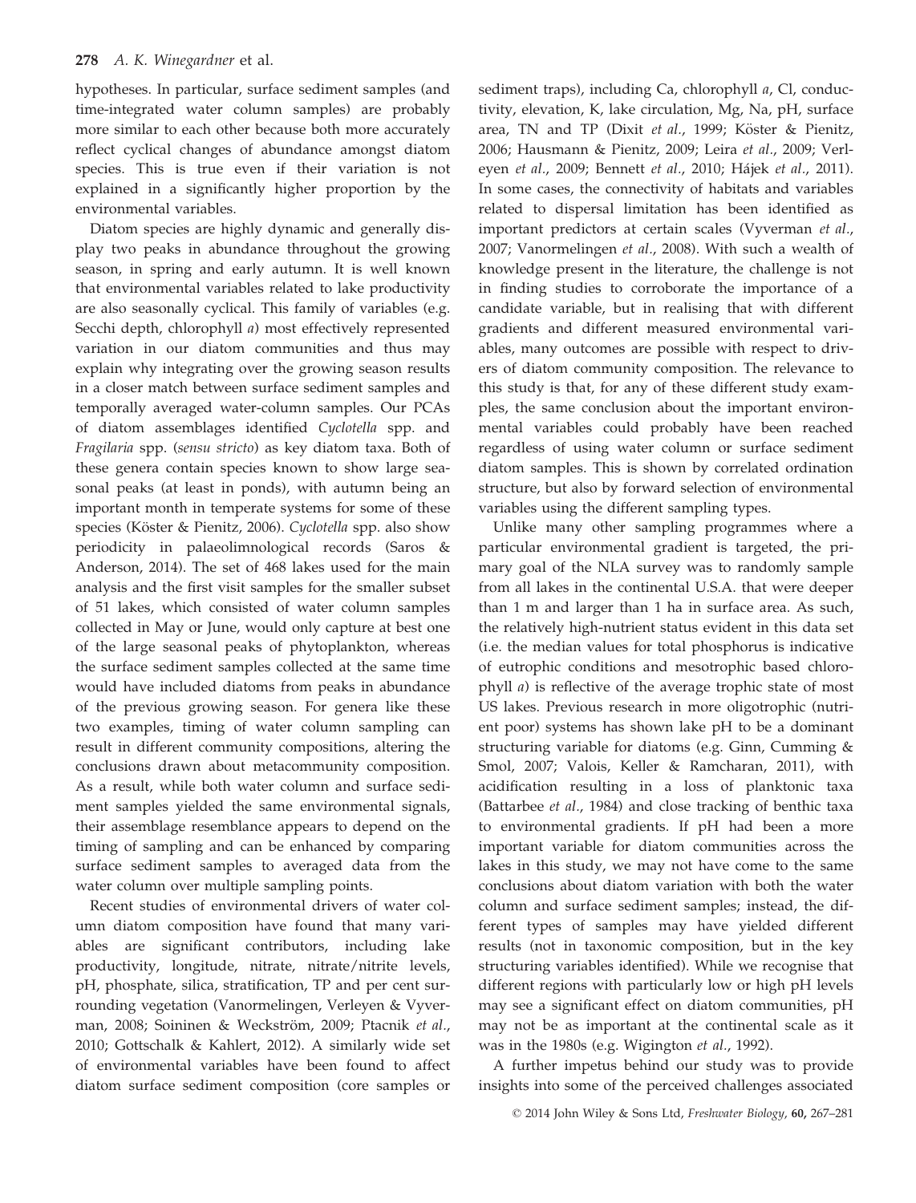hypotheses. In particular, surface sediment samples (and time-integrated water column samples) are probably more similar to each other because both more accurately reflect cyclical changes of abundance amongst diatom species. This is true even if their variation is not explained in a significantly higher proportion by the environmental variables.

Diatom species are highly dynamic and generally display two peaks in abundance throughout the growing season, in spring and early autumn. It is well known that environmental variables related to lake productivity are also seasonally cyclical. This family of variables (e.g. Secchi depth, chlorophyll *a*) most effectively represented variation in our diatom communities and thus may explain why integrating over the growing season results in a closer match between surface sediment samples and temporally averaged water-column samples. Our PCAs of diatom assemblages identified *Cyclotella* spp. and *Fragilaria* spp. (*sensu stricto*) as key diatom taxa. Both of these genera contain species known to show large seasonal peaks (at least in ponds), with autumn being an important month in temperate systems for some of these species (Köster & Pienitz, 2006). *Cyclotella* spp. also show periodicity in palaeolimnological records (Saros & Anderson, 2014). The set of 468 lakes used for the main analysis and the first visit samples for the smaller subset of 51 lakes, which consisted of water column samples collected in May or June, would only capture at best one of the large seasonal peaks of phytoplankton, whereas the surface sediment samples collected at the same time would have included diatoms from peaks in abundance of the previous growing season. For genera like these two examples, timing of water column sampling can result in different community compositions, altering the conclusions drawn about metacommunity composition. As a result, while both water column and surface sediment samples yielded the same environmental signals, their assemblage resemblance appears to depend on the timing of sampling and can be enhanced by comparing surface sediment samples to averaged data from the water column over multiple sampling points.

Recent studies of environmental drivers of water column diatom composition have found that many variables are significant contributors, including lake productivity, longitude, nitrate, nitrate/nitrite levels, pH, phosphate, silica, stratification, TP and per cent surrounding vegetation (Vanormelingen, Verleyen & Vyverman, 2008; Soininen & Weckström, 2009; Ptacnik *et al.*, 2010; Gottschalk & Kahlert, 2012). A similarly wide set of environmental variables have been found to affect diatom surface sediment composition (core samples or sediment traps), including Ca, chlorophyll *a*, Cl, conductivity, elevation, K, lake circulation, Mg, Na, pH, surface area, TN and TP (Dixit *et al.*, 1999; Köster & Pienitz, 2006; Hausmann & Pienitz, 2009; Leira *et al.*, 2009; Verleyen *et al.*, 2009; Bennett *et al.*, 2010; Hájek *et al.*, 2011). In some cases, the connectivity of habitats and variables related to dispersal limitation has been identified as important predictors at certain scales (Vyverman *et al.*, 2007; Vanormelingen *et al.*, 2008). With such a wealth of knowledge present in the literature, the challenge is not in finding studies to corroborate the importance of a candidate variable, but in realising that with different gradients and different measured environmental variables, many outcomes are possible with respect to drivers of diatom community composition. The relevance to this study is that, for any of these different study examples, the same conclusion about the important environmental variables could probably have been reached regardless of using water column or surface sediment diatom samples. This is shown by correlated ordination structure, but also by forward selection of environmental variables using the different sampling types.

Unlike many other sampling programmes where a particular environmental gradient is targeted, the primary goal of the NLA survey was to randomly sample from all lakes in the continental U.S.A. that were deeper than 1 m and larger than 1 ha in surface area. As such, the relatively high-nutrient status evident in this data set (i.e. the median values for total phosphorus is indicative of eutrophic conditions and mesotrophic based chlorophyll *a*) is reflective of the average trophic state of most US lakes. Previous research in more oligotrophic (nutrient poor) systems has shown lake pH to be a dominant structuring variable for diatoms (e.g. Ginn, Cumming & Smol, 2007; Valois, Keller & Ramcharan, 2011), with acidification resulting in a loss of planktonic taxa (Battarbee *et al.*, 1984) and close tracking of benthic taxa to environmental gradients. If pH had been a more important variable for diatom communities across the lakes in this study, we may not have come to the same conclusions about diatom variation with both the water column and surface sediment samples; instead, the different types of samples may have yielded different results (not in taxonomic composition, but in the key structuring variables identified). While we recognise that different regions with particularly low or high pH levels may see a significant effect on diatom communities, pH may not be as important at the continental scale as it was in the 1980s (e.g. Wigington *et al.*, 1992).

A further impetus behind our study was to provide insights into some of the perceived challenges associated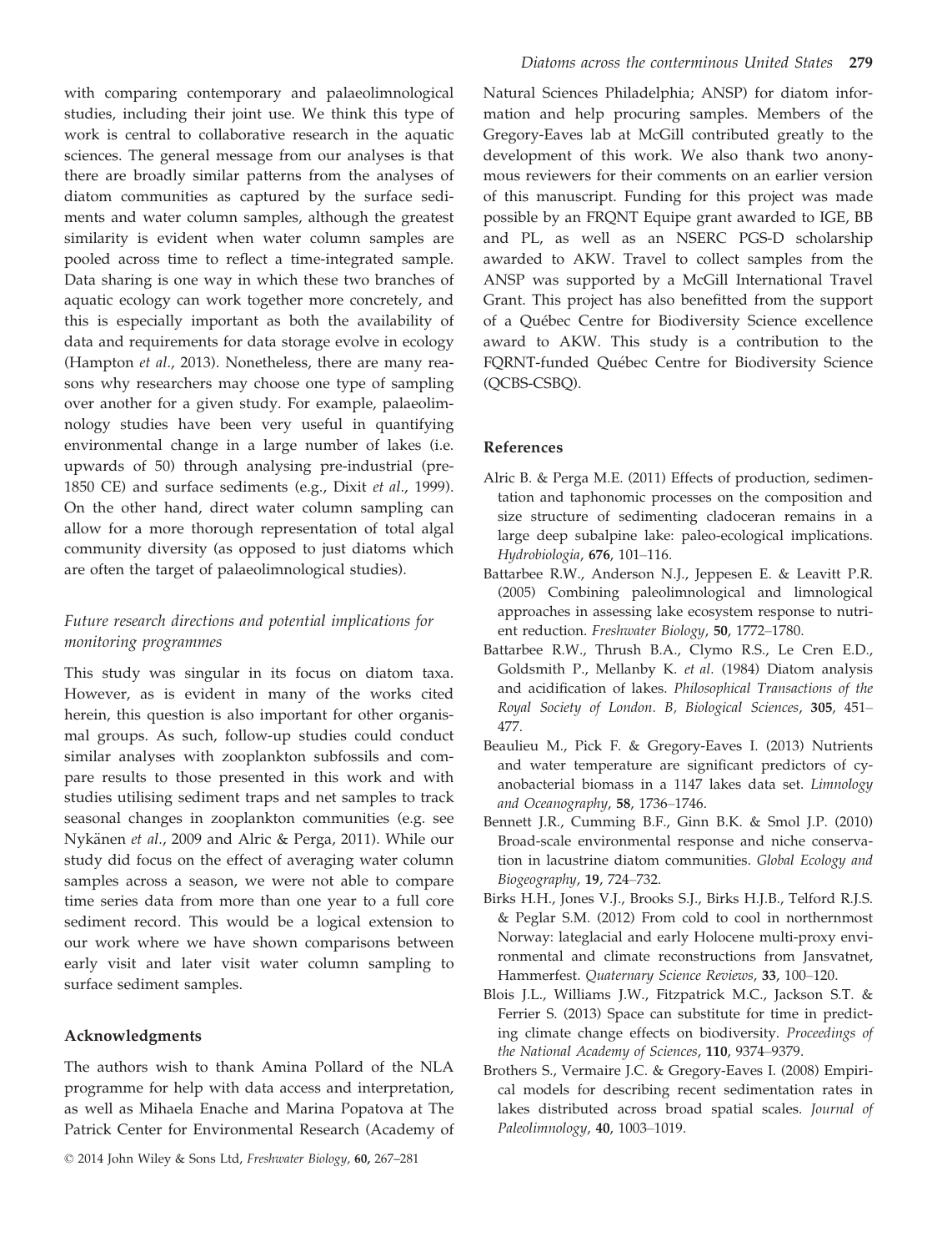with comparing contemporary and palaeolimnological studies, including their joint use. We think this type of work is central to collaborative research in the aquatic sciences. The general message from our analyses is that there are broadly similar patterns from the analyses of diatom communities as captured by the surface sediments and water column samples, although the greatest similarity is evident when water column samples are pooled across time to reflect a time-integrated sample. Data sharing is one way in which these two branches of aquatic ecology can work together more concretely, and this is especially important as both the availability of data and requirements for data storage evolve in ecology (Hampton *et al.*, 2013). Nonetheless, there are many reasons why researchers may choose one type of sampling over another for a given study. For example, palaeolimnology studies have been very useful in quantifying environmental change in a large number of lakes (i.e. upwards of 50) through analysing pre-industrial (pre-1850 CE) and surface sediments (e.g., Dixit *et al.*, 1999). On the other hand, direct water column sampling can allow for a more thorough representation of total algal community diversity (as opposed to just diatoms which are often the target of palaeolimnological studies).

### *Future research directions and potential implications for monitoring programmes*

This study was singular in its focus on diatom taxa. However, as is evident in many of the works cited herein, this question is also important for other organismal groups. As such, follow-up studies could conduct similar analyses with zooplankton subfossils and compare results to those presented in this work and with studies utilising sediment traps and net samples to track seasonal changes in zooplankton communities (e.g. see Nykänen *et al.*, 2009 and Alric & Perga, 2011). While our study did focus on the effect of averaging water column samples across a season, we were not able to compare time series data from more than one year to a full core sediment record. This would be a logical extension to our work where we have shown comparisons between early visit and later visit water column sampling to surface sediment samples.

## Acknowledgments

The authors wish to thank Amina Pollard of the NLA programme for help with data access and interpretation, as well as Mihaela Enache and Marina Popatova at The Patrick Center for Environmental Research (Academy of Natural Sciences Philadelphia; ANSP) for diatom information and help procuring samples. Members of the Gregory-Eaves lab at McGill contributed greatly to the development of this work. We also thank two anonymous reviewers for their comments on an earlier version of this manuscript. Funding for this project was made possible by an FRQNT Equipe grant awarded to IGE, BB and PL, as well as an NSERC PGS-D scholarship awarded to AKW. Travel to collect samples from the ANSP was supported by a McGill International Travel Grant. This project has also benefitted from the support of a Québec Centre for Biodiversity Science excellence award to AKW. This study is a contribution to the FQRNT-funded Québec Centre for Biodiversity Science (QCBS-CSBQ).

## References

Alric B. & Perga M.E. (2011) Effects of production, sedimentation and taphonomic processes on the composition and size structure of sedimenting cladoceran remains in a large deep subalpine lake: paleo-ecological implications. *Hydrobiologia*, **676**, 101–116.

Battarbee R.W., Anderson N.J., Jeppesen E. & Leavitt P.R. (2005) Combining paleolimnological and limnological approaches in assessing lake ecosystem response to nutrient reduction. *Freshwater Biology*, **50**, 1772–1780.

Battarbee R.W., Thrush B.A., Clymo R.S., Le Cren E.D., Goldsmith P., Mellanby K. *et al.* (1984) Diatom analysis and acidification of lakes. *Philosophical Transactions of the Royal Society of London. B, Biological Sciences*, **305**, 451–477.

Beaulieu M., Pick F. & Gregory-Eaves I. (2013) Nutrients and water temperature are significant predictors of cyanobacterial biomass in a 1147 lakes data set. *Limnology and Oceanography*, **58**, 1736–1746.

Bennett J.R., Cumming B.F., Ginn B.K. & Smol J.P. (2010) Broad-scale environmental response and niche conservation in lacustrine diatom communities. *Global Ecology and Biogeography*, **19**, 724–732.

Birks H.H., Jones V.J., Brooks S.J., Birks H.J.B., Telford R.J.S. & Peglar S.M. (2012) From cold to cool in northernmost Norway: lateglacial and early Holocene multi-proxy environmental and climate reconstructions from Jansvatnet, Hammerfest. *Quaternary Science Reviews*, **33**, 100–120.

Blois J.L., Williams J.W., Fitzpatrick M.C., Jackson S.T. & Ferrier S. (2013) Space can substitute for time in predicting climate change effects on biodiversity. *Proceedings of the National Academy of Sciences*, **110**, 9374–9379.

Brothers S., Vermaire J.C. & Gregory-Eaves I. (2008) Empirical models for describing recent sedimentation rates in lakes distributed across broad spatial scales. *Journal of Paleolimnology*, **40**, 1003–1019.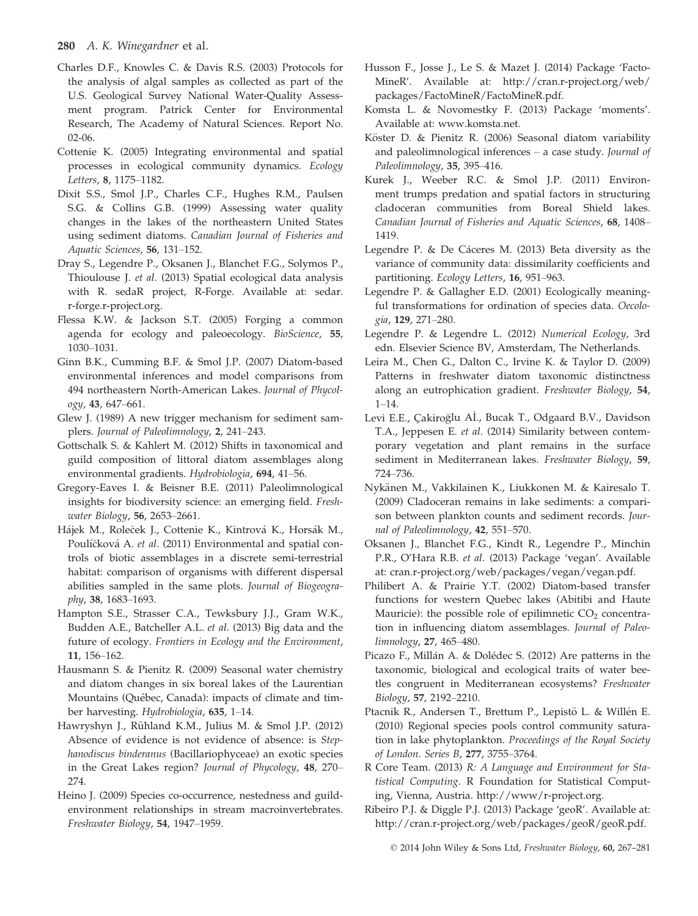Charles D.F., Knowles C. & Davis R.S. (2003) Protocols for the analysis of algal samples as collected as part of the U.S. Geological Survey National Water-Quality Assessment program. Patrick Center for Environmental Research, The Academy of Natural Sciences. Report No. 02-06.

Cottenie K. (2005) Integrating environmental and spatial processes in ecological community dynamics. *Ecology Letters*, **8**, 1175–1182.

Dixit S.S., Smol J.P., Charles C.F., Hughes R.M., Paulsen S.G. & Collins G.B. (1999) Assessing water quality changes in the lakes of the northeastern United States using sediment diatoms. *Canadian Journal of Fisheries and Aquatic Sciences*, **56**, 131–152.

Dray S., Legendre P., Oksanen J., Blanchet F.G., Solymos P., Thioulouse J. *et al.* (2013) Spatial ecological data analysis with R. sedaR project, R-Forge. Available at: sedar.r-forge.r-project.org.

Flessa K.W. & Jackson S.T. (2005) Forging a common agenda for ecology and paleoecology. *BioScience*, **55**, 1030–1031.

Ginn B.K., Cumming B.F. & Smol J.P. (2007) Diatom-based environmental inferences and model comparisons from 494 northeastern North-American Lakes. *Journal of Phycology*, **43**, 647–661.

Glew J. (1989) A new trigger mechanism for sediment samplers. *Journal of Paleolimnology*, **2**, 241–243.

Gottschalk S. & Kahlert M. (2012) Shifts in taxonomical and guild composition of littoral diatom assemblages along environmental gradients. *Hydrobiologia*, **694**, 41–56.

Gregory-Eaves I. & Beisner B.E. (2011) Paleolimnological insights for biodiversity science: an emerging field. *Freshwater Biology*, **56**, 2653–2661.

Hájek M., Roleček J., Cottenie K., Kintrová K., Horsák M., Poulíčková A. *et al.* (2011) Environmental and spatial controls of biotic assemblages in a discrete semi-terrestrial habitat: comparison of organisms with different dispersal abilities sampled in the same plots. *Journal of Biogeography*, **38**, 1683–1693.

Hampton S.E., Strasser C.A., Tewksbury J.J., Gram W.K., Budden A.E., Batcheller A.L. *et al.* (2013) Big data and the future of ecology. *Frontiers in Ecology and the Environment*, **11**, 156–162.

Hausmann S. & Pienitz R. (2009) Seasonal water chemistry and diatom changes in six boreal lakes of the Laurentian Mountains (Québec, Canada): impacts of climate and timber harvesting. *Hydrobiologia*, **635**, 1–14.

Hawryshyn J., Rühland K.M., Julius M. & Smol J.P. (2012) Absence of evidence is not evidence of absence: is *Stephanodiscus binderanus* (Bacillariophyceae) an exotic species in the Great Lakes region? *Journal of Phycology*, **48**, 270–274.

Heino J. (2009) Species co-occurrence, nestedness and guild-environment relationships in stream macroinvertebrates. *Freshwater Biology*, **54**, 1947–1959.

Husson F., Josse J., Le S. & Mazet J. (2014) Package 'FactoMineR'. Available at: http://cran.r-project.org/web/packages/FactoMineR/FactoMineR.pdf.

Komsta L. & Novomestky F. (2013) Package 'moments'. Available at: www.komsta.net.

Köster D. & Pienitz R. (2006) Seasonal diatom variability and paleolimnological inferences – a case study. *Journal of Paleolimnology*, **35**, 395–416.

Kurek J., Weeber R.C. & Smol J.P. (2011) Environment trumps predation and spatial factors in structuring cladoceran communities from Boreal Shield lakes. *Canadian Journal of Fisheries and Aquatic Sciences*, **68**, 1408–1419.

Legendre P. & De Cáceres M. (2013) Beta diversity as the variance of community data: dissimilarity coefficients and partitioning. *Ecology Letters*, **16**, 951–963.

Legendre P. & Gallagher E.D. (2001) Ecologically meaningful transformations for ordination of species data. *Oecologia*, **129**, 271–280.

Legendre P. & Legendre L. (2012) *Numerical Ecology*, 3rd edn. Elsevier Science BV, Amsterdam, The Netherlands.

Leira M., Chen G., Dalton C., Irvine K. & Taylor D. (2009) Patterns in freshwater diatom taxonomic distinctness along an eutrophication gradient. *Freshwater Biology*, **54**, 1–14.

Levi E.E., Çakiroğlu Aİ., Bucak T., Odgaard B.V., Davidson T.A., Jeppesen E. *et al.* (2014) Similarity between contemporary vegetation and plant remains in the surface sediment in Mediterranean lakes. *Freshwater Biology*, **59**, 724–736.

Nykänen M., Vakkilainen K., Liukkonen M. & Kairesalo T. (2009) Cladoceran remains in lake sediments: a comparison between plankton counts and sediment records. *Journal of Paleolimnology*, **42**, 551–570.

Oksanen J., Blanchet F.G., Kindt R., Legendre P., Minchin P.R., O'Hara R.B. *et al.* (2013) Package 'vegan'. Available at: cran.r-project.org/web/packages/vegan/vegan.pdf.

Philibert A. & Prairie Y.T. (2002) Diatom-based transfer functions for western Quebec lakes (Abitibi and Haute Mauricie): the possible role of epilimnetic $CO_2$ concentration in influencing diatom assemblages. *Journal of Paleolimnology*, **27**, 465–480.

Picazo F., Millán A. & Dolédec S. (2012) Are patterns in the taxonomic, biological and ecological traits of water beetles congruent in Mediterranean ecosystems? *Freshwater Biology*, **57**, 2192–2210.

Ptacnik R., Andersen T., Brettum P., Lepistö L. & Willén E. (2010) Regional species pools control community saturation in lake phytoplankton. *Proceedings of the Royal Society of London. Series B*, **277**, 3755–3764.

R Core Team. (2013) *R: A Language and Environment for Statistical Computing*. R Foundation for Statistical Computing, Vienna, Austria. http://www/r-project.org.

Ribeiro P.J. & Diggle P.J. (2013) Package 'geoR'. Available at: http://cran.r-project.org/web/packages/geoR/geoR.pdf.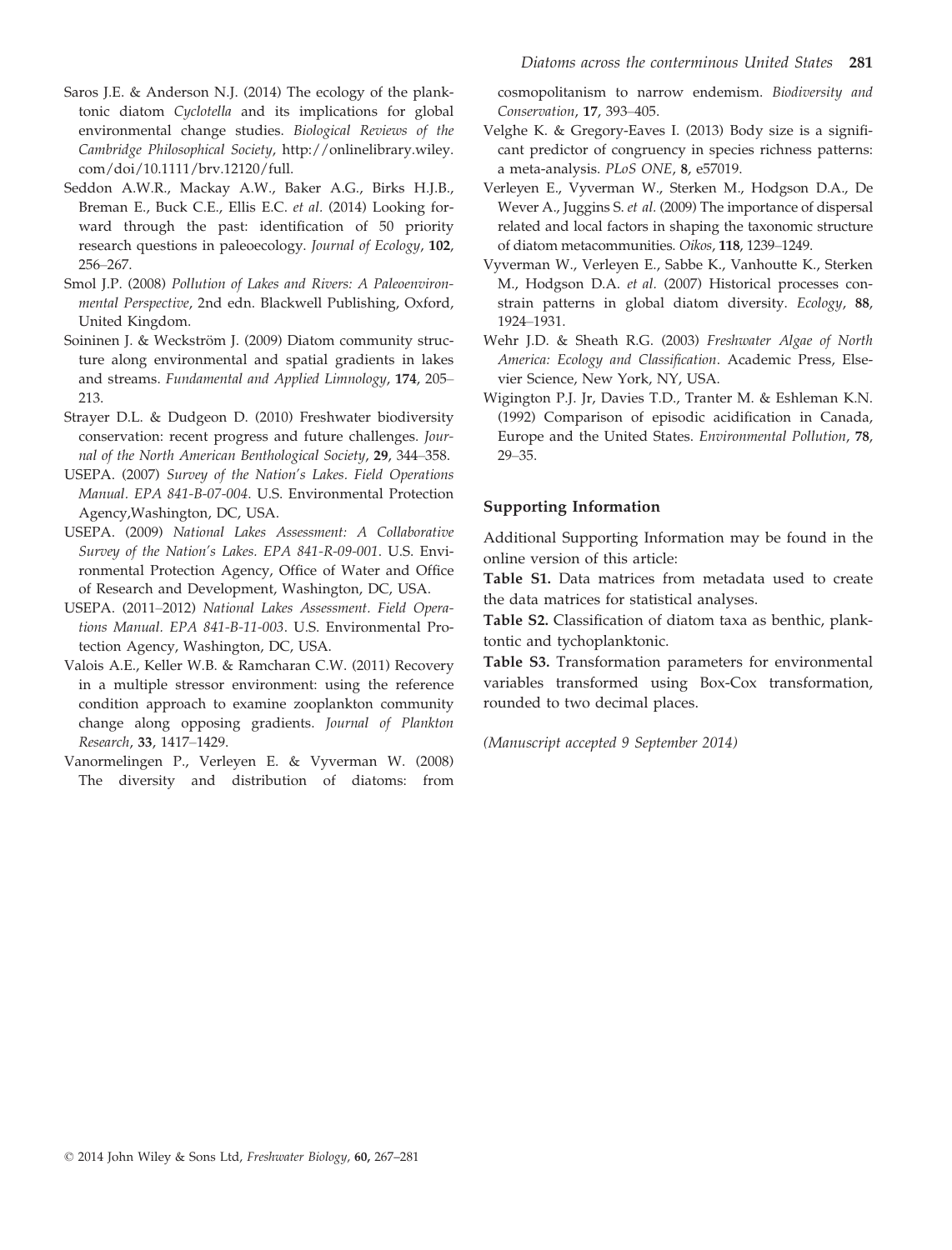Saros J.E. & Anderson N.J. (2014) The ecology of the planktonic diatom *Cyclotella* and its implications for global environmental change studies. *Biological Reviews of the Cambridge Philosophical Society*, http://onlinelibrary.wiley.com/doi/10.1111/brv.12120/full.

Seddon A.W.R., Mackay A.W., Baker A.G., Birks H.J.B., Breman E., Buck C.E., Ellis E.C. *et al.* (2014) Looking forward through the past: identification of 50 priority research questions in paleoecology. *Journal of Ecology*, **102**, 256–267.

Smol J.P. (2008) *Pollution of Lakes and Rivers: A Paleoenvironmental Perspective*, 2nd edn. Blackwell Publishing, Oxford, United Kingdom.

Soininen J. & Weckström J. (2009) Diatom community structure along environmental and spatial gradients in lakes and streams. *Fundamental and Applied Limnology*, **174**, 205–213.

Strayer D.L. & Dudgeon D. (2010) Freshwater biodiversity conservation: recent progress and future challenges. *Journal of the North American Benthological Society*, **29**, 344–358.

USEPA. (2007) *Survey of the Nation's Lakes. Field Operations Manual. EPA 841-B-07-004*. U.S. Environmental Protection Agency,Washington, DC, USA.

USEPA. (2009) *National Lakes Assessment: A Collaborative Survey of the Nation's Lakes. EPA 841-R-09-001*. U.S. Environmental Protection Agency, Office of Water and Office of Research and Development, Washington, DC, USA.

USEPA. (2011–2012) *National Lakes Assessment. Field Operations Manual. EPA 841-B-11-003*. U.S. Environmental Protection Agency, Washington, DC, USA.

Valois A.E., Keller W.B. & Ramcharan C.W. (2011) Recovery in a multiple stressor environment: using the reference condition approach to examine zooplankton community change along opposing gradients. *Journal of Plankton Research*, **33**, 1417–1429.

Vanormelingen P., Verleyen E. & Vyverman W. (2008) The diversity and distribution of diatoms: from cosmopolitanism to narrow endemism. *Biodiversity and Conservation*, **17**, 393–405.

Velghe K. & Gregory-Eaves I. (2013) Body size is a significant predictor of congruency in species richness patterns: a meta-analysis. *PLoS ONE*, **8**, e57019.

Verleyen E., Vyverman W., Sterken M., Hodgson D.A., De Wever A., Juggins S. *et al.* (2009) The importance of dispersal related and local factors in shaping the taxonomic structure of diatom metacommunities. *Oikos*, **118**, 1239–1249.

Vyverman W., Verleyen E., Sabbe K., Vanhoutte K., Sterken M., Hodgson D.A. *et al.* (2007) Historical processes constrain patterns in global diatom diversity. *Ecology*, **88**, 1924–1931.

Wehr J.D. & Sheath R.G. (2003) *Freshwater Algae of North America: Ecology and Classification*. Academic Press, Elsevier Science, New York, NY, USA.

Wigington P.J. Jr, Davies T.D., Tranter M. & Eshleman K.N. (1992) Comparison of episodic acidification in Canada, Europe and the United States. *Environmental Pollution*, **78**, 29–35.

## Supporting Information

Additional Supporting Information may be found in the online version of this article:

**Table S1.** Data matrices from metadata used to create the data matrices for statistical analyses.

**Table S2.** Classification of diatom taxa as benthic, planktontic and tychoplanktonic.

**Table S3.** Transformation parameters for environmental variables transformed using Box-Cox transformation, rounded to two decimal places.

*(Manuscript accepted 9 September 2014)*